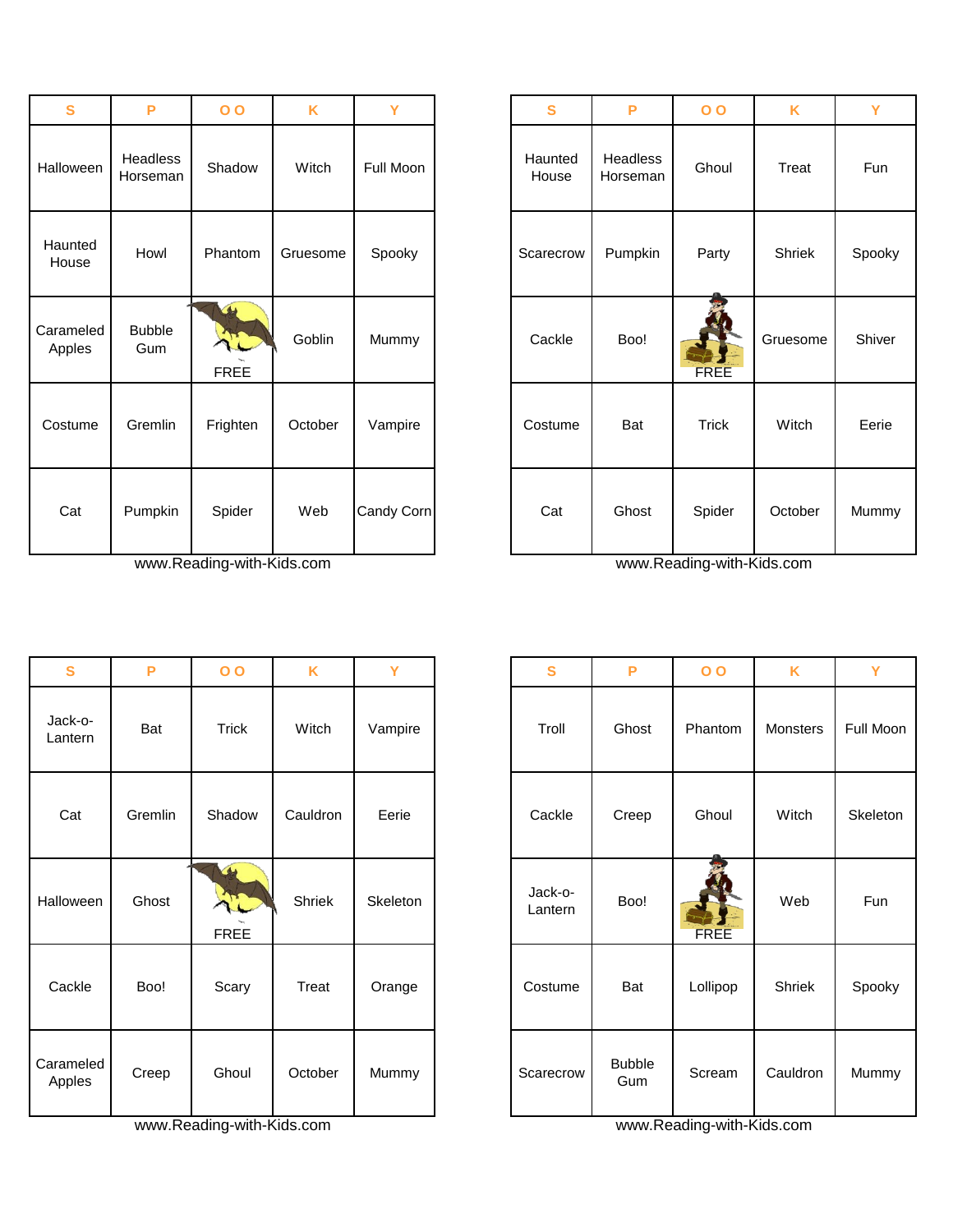| S | P | O O | K | Y |
|---|---|---|---|---|
| Halloween | Headless Horseman | Shadow | Witch | Full Moon |
| Haunted House | Howl | Phantom | Gruesome | Spooky |
| Carameled Apples | Bubble Gum | FREE | Goblin | Mummy |
| Costume | Gremlin | Frighten | October | Vampire |
| Cat | Pumpkin | Spider | Web | Candy Corn |

www.Reading-with-Kids.com

| S | P | O O | K | Y |
|---|---|---|---|---|
| Haunted House | Headless Horseman | Ghoul | Treat | Fun |
| Scarecrow | Pumpkin | Party | Shriek | Spooky |
| Cackle | Boo! | FREE | Gruesome | Shiver |
| Costume | Bat | Trick | Witch | Eerie |
| Cat | Ghost | Spider | October | Mummy |

www.Reading-with-Kids.com

| S | P | O O | K | Y |
|---|---|---|---|---|
| Jack-o-Lantern | Bat | Trick | Witch | Vampire |
| Cat | Gremlin | Shadow | Cauldron | Eerie |
| Halloween | Ghost | FREE | Shriek | Skeleton |
| Cackle | Boo! | Scary | Treat | Orange |
| Carameled Apples | Creep | Ghoul | October | Mummy |

www.Reading-with-Kids.com

| S | P | O O | K | Y |
|---|---|---|---|---|
| Troll | Ghost | Phantom | Monsters | Full Moon |
| Cackle | Creep | Ghoul | Witch | Skeleton |
| Jack-o-Lantern | Boo! | FREE | Web | Fun |
| Costume | Bat | Lollipop | Shriek | Spooky |
| Scarecrow | Bubble Gum | Scream | Cauldron | Mummy |

www.Reading-with-Kids.com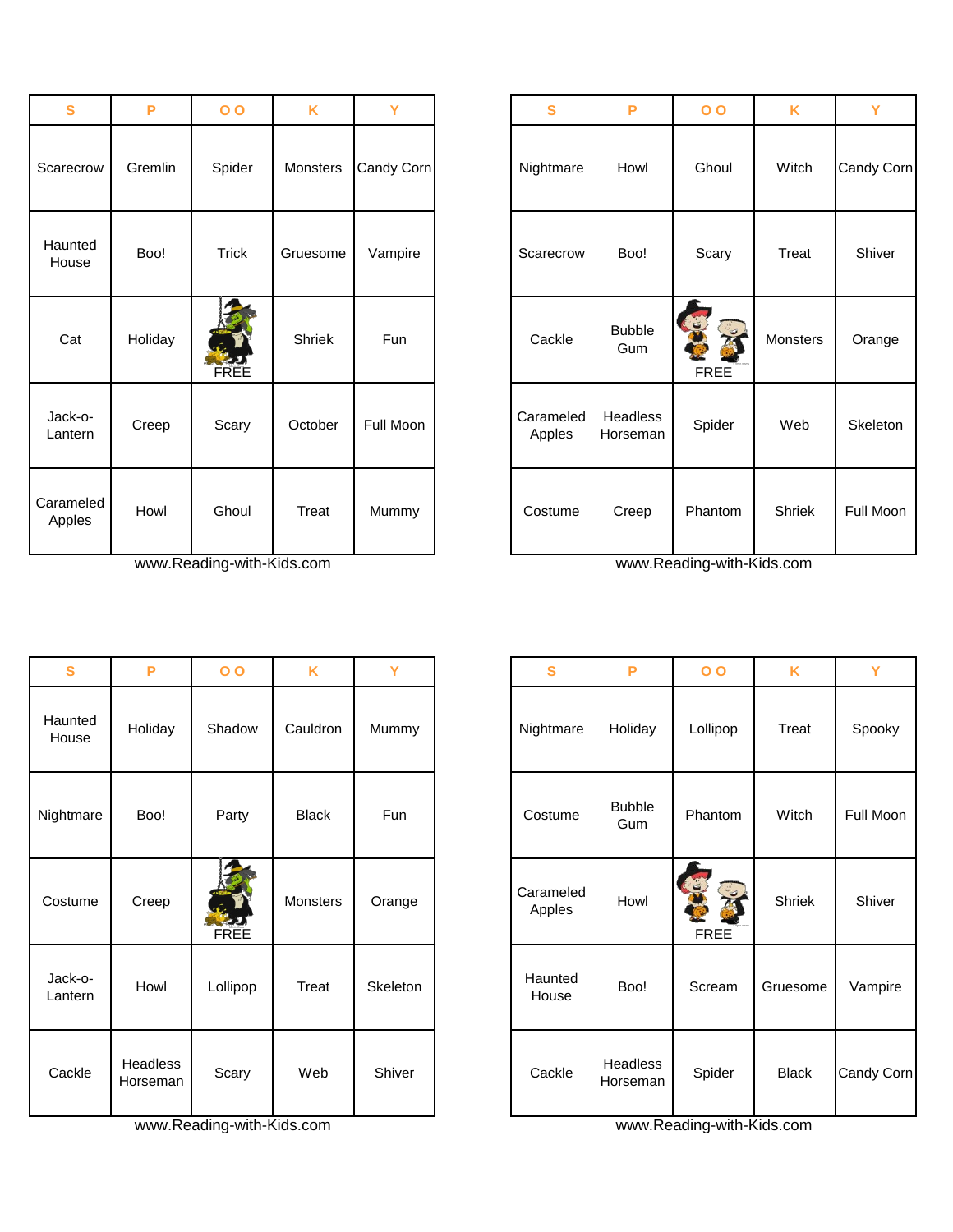| S | P | O O | K | Y |
|---|---|---|---|---|
| Scarecrow | Gremlin | Spider | Monsters | Candy Corn |
| Haunted House | Boo! | Trick | Gruesome | Vampire |
| Cat | Holiday | FREE | Shriek | Fun |
| Jack-o-Lantern | Creep | Scary | October | Full Moon |
| Carameled Apples | Howl | Ghoul | Treat | Mummy |

www.Reading-with-Kids.com

| S | P | O O | K | Y |
|---|---|---|---|---|
| Nightmare | Howl | Ghoul | Witch | Candy Corn |
| Scarecrow | Boo! | Scary | Treat | Shiver |
| Cackle | Bubble Gum | FREE | Monsters | Orange |
| Carameled Apples | Headless Horseman | Spider | Web | Skeleton |
| Costume | Creep | Phantom | Shriek | Full Moon |

www.Reading-with-Kids.com

| S | P | O O | K | Y |
|---|---|---|---|---|
| Haunted House | Holiday | Shadow | Cauldron | Mummy |
| Nightmare | Boo! | Party | Black | Fun |
| Costume | Creep | FREE | Monsters | Orange |
| Jack-o-Lantern | Howl | Lollipop | Treat | Skeleton |
| Cackle | Headless Horseman | Scary | Web | Shiver |

www.Reading-with-Kids.com

| S | P | O O | K | Y |
|---|---|---|---|---|
| Nightmare | Holiday | Lollipop | Treat | Spooky |
| Costume | Bubble Gum | Phantom | Witch | Full Moon |
| Carameled Apples | Howl | FREE | Shriek | Shiver |
| Haunted House | Boo! | Scream | Gruesome | Vampire |
| Cackle | Headless Horseman | Spider | Black | Candy Corn |

www.Reading-with-Kids.com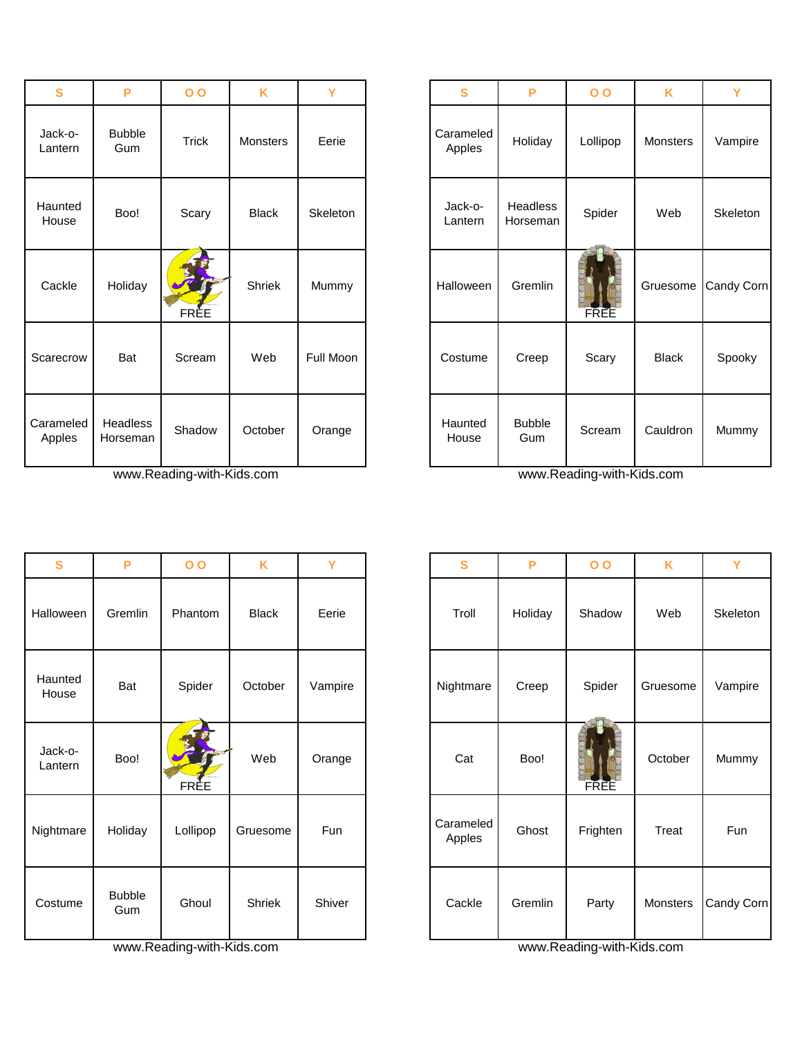| S | P | O O | K | Y |
|---|---|---|---|---|
| Jack-o-Lantern | Bubble Gum | Trick | Monsters | Eerie |
| Haunted House | Boo! | Scary | Black | Skeleton |
| Cackle | Holiday | FREE | Shriek | Mummy |
| Scarecrow | Bat | Scream | Web | Full Moon |
| Carameled Apples | Headless Horseman | Shadow | October | Orange |

www.Reading-with-Kids.com

| S | P | O O | K | Y |
|---|---|---|---|---|
| Carameled Apples | Holiday | Lollipop | Monsters | Vampire |
| Jack-o-Lantern | Headless Horseman | Spider | Web | Skeleton |
| Halloween | Gremlin | FREE | Gruesome | Candy Corn |
| Costume | Creep | Scary | Black | Spooky |
| Haunted House | Bubble Gum | Scream | Cauldron | Mummy |

www.Reading-with-Kids.com

| S | P | O O | K | Y |
|---|---|---|---|---|
| Halloween | Gremlin | Phantom | Black | Eerie |
| Haunted House | Bat | Spider | October | Vampire |
| Jack-o-Lantern | Boo! | FREE | Web | Orange |
| Nightmare | Holiday | Lollipop | Gruesome | Fun |
| Costume | Bubble Gum | Ghoul | Shriek | Shiver |

www.Reading-with-Kids.com

| S | P | O O | K | Y |
|---|---|---|---|---|
| Troll | Holiday | Shadow | Web | Skeleton |
| Nightmare | Creep | Spider | Gruesome | Vampire |
| Cat | Boo! | FREE | October | Mummy |
| Carameled Apples | Ghost | Frighten | Treat | Fun |
| Cackle | Gremlin | Party | Monsters | Candy Corn |

www.Reading-with-Kids.com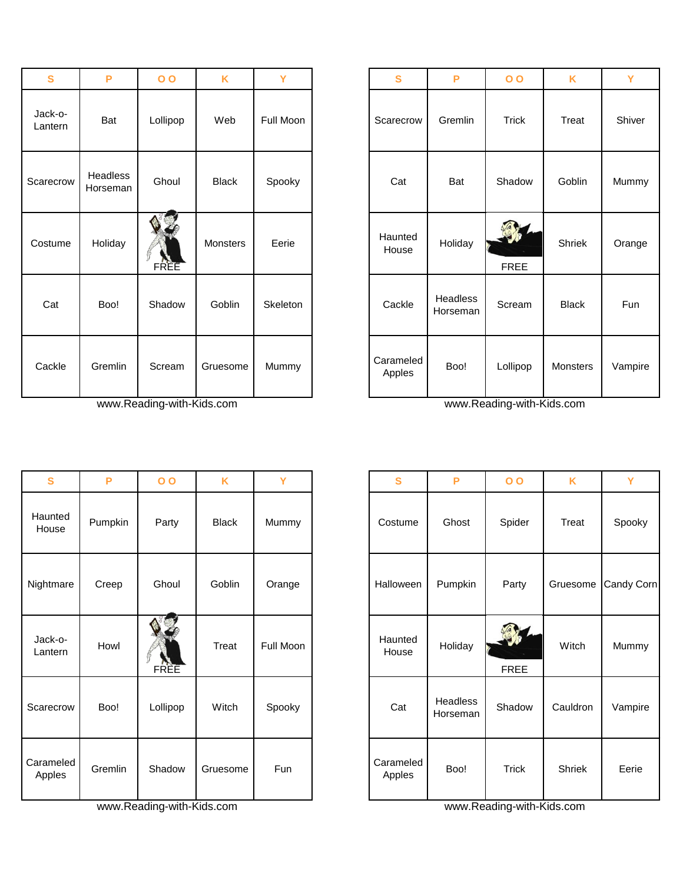| S | P | O O | K | Y |
|---|---|---|---|---|
| Jack-o-Lantern | Bat | Lollipop | Web | Full Moon |
| Scarecrow | Headless Horseman | Ghoul | Black | Spooky |
| Costume | Holiday | FREE | Monsters | Eerie |
| Cat | Boo! | Shadow | Goblin | Skeleton |
| Cackle | Gremlin | Scream | Gruesome | Mummy |

www.Reading-with-Kids.com

| S | P | O O | K | Y |
|---|---|---|---|---|
| Scarecrow | Gremlin | Trick | Treat | Shiver |
| Cat | Bat | Shadow | Goblin | Mummy |
| Haunted House | Holiday | FREE | Shriek | Orange |
| Cackle | Headless Horseman | Scream | Black | Fun |
| Carameled Apples | Boo! | Lollipop | Monsters | Vampire |

www.Reading-with-Kids.com

| S | P | O O | K | Y |
|---|---|---|---|---|
| Haunted House | Pumpkin | Party | Black | Mummy |
| Nightmare | Creep | Ghoul | Goblin | Orange |
| Jack-o-Lantern | Howl | FREE | Treat | Full Moon |
| Scarecrow | Boo! | Lollipop | Witch | Spooky |
| Carameled Apples | Gremlin | Shadow | Gruesome | Fun |

www.Reading-with-Kids.com

| S | P | O O | K | Y |
|---|---|---|---|---|
| Costume | Ghost | Spider | Treat | Spooky |
| Halloween | Pumpkin | Party | Gruesome | Candy Corn |
| Haunted House | Holiday | FREE | Witch | Mummy |
| Cat | Headless Horseman | Shadow | Cauldron | Vampire |
| Carameled Apples | Boo! | Trick | Shriek | Eerie |

www.Reading-with-Kids.com